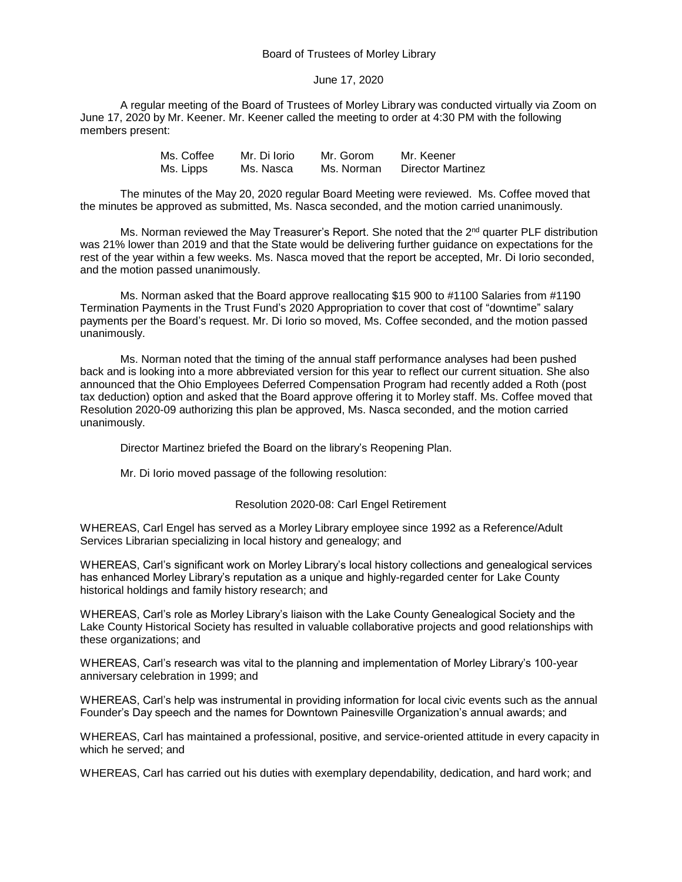Board of Trustees of Morley Library

June 17, 2020

A regular meeting of the Board of Trustees of Morley Library was conducted virtually via Zoom on June 17, 2020 by Mr. Keener. Mr. Keener called the meeting to order at 4:30 PM with the following members present:

| | | | |
|---|---|---|---|
| Ms. Coffee | Mr. Di Iorio | Mr. Gorom | Mr. Keener |
| Ms. Lipps | Ms. Nasca | Ms. Norman | Director Martinez |

The minutes of the May 20, 2020 regular Board Meeting were reviewed. Ms. Coffee moved that the minutes be approved as submitted, Ms. Nasca seconded, and the motion carried unanimously.

Ms. Norman reviewed the May Treasurer's Report. She noted that the 2nd quarter PLF distribution was 21% lower than 2019 and that the State would be delivering further guidance on expectations for the rest of the year within a few weeks. Ms. Nasca moved that the report be accepted, Mr. Di Iorio seconded, and the motion passed unanimously.

Ms. Norman asked that the Board approve reallocating $15 900 to #1100 Salaries from #1190 Termination Payments in the Trust Fund's 2020 Appropriation to cover that cost of "downtime" salary payments per the Board's request. Mr. Di Iorio so moved, Ms. Coffee seconded, and the motion passed unanimously.

Ms. Norman noted that the timing of the annual staff performance analyses had been pushed back and is looking into a more abbreviated version for this year to reflect our current situation. She also announced that the Ohio Employees Deferred Compensation Program had recently added a Roth (post tax deduction) option and asked that the Board approve offering it to Morley staff. Ms. Coffee moved that Resolution 2020-09 authorizing this plan be approved, Ms. Nasca seconded, and the motion carried unanimously.

Director Martinez briefed the Board on the library's Reopening Plan.

Mr. Di Iorio moved passage of the following resolution:

Resolution 2020-08: Carl Engel Retirement

WHEREAS, Carl Engel has served as a Morley Library employee since 1992 as a Reference/Adult Services Librarian specializing in local history and genealogy; and

WHEREAS, Carl's significant work on Morley Library's local history collections and genealogical services has enhanced Morley Library's reputation as a unique and highly-regarded center for Lake County historical holdings and family history research; and

WHEREAS, Carl's role as Morley Library's liaison with the Lake County Genealogical Society and the Lake County Historical Society has resulted in valuable collaborative projects and good relationships with these organizations; and

WHEREAS, Carl's research was vital to the planning and implementation of Morley Library's 100-year anniversary celebration in 1999; and

WHEREAS, Carl's help was instrumental in providing information for local civic events such as the annual Founder's Day speech and the names for Downtown Painesville Organization's annual awards; and

WHEREAS, Carl has maintained a professional, positive, and service-oriented attitude in every capacity in which he served; and

WHEREAS, Carl has carried out his duties with exemplary dependability, dedication, and hard work; and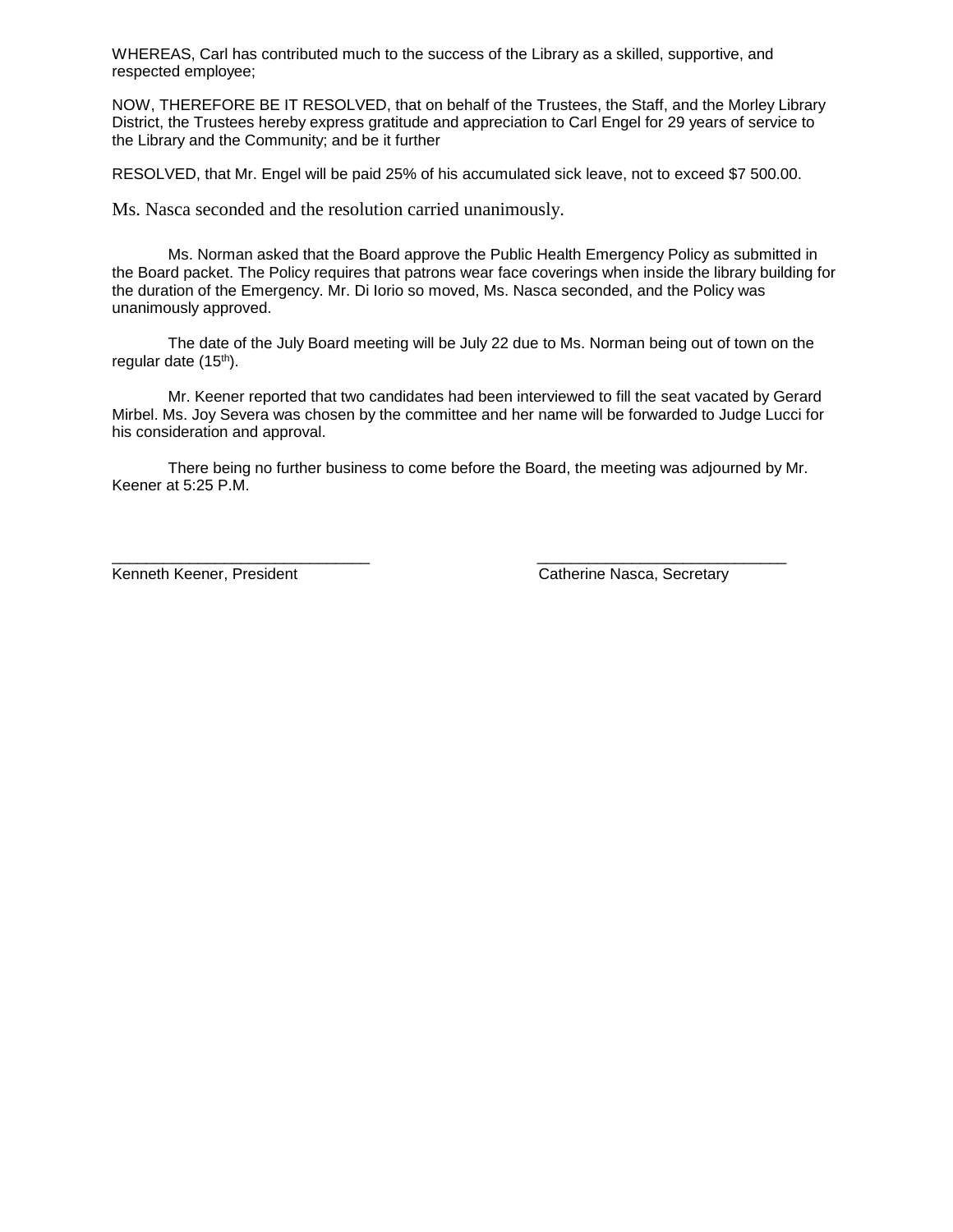WHEREAS, Carl has contributed much to the success of the Library as a skilled, supportive, and respected employee;

NOW, THEREFORE BE IT RESOLVED, that on behalf of the Trustees, the Staff, and the Morley Library District, the Trustees hereby express gratitude and appreciation to Carl Engel for 29 years of service to the Library and the Community; and be it further

RESOLVED, that Mr. Engel will be paid 25% of his accumulated sick leave, not to exceed $7 500.00.

Ms. Nasca seconded and the resolution carried unanimously.

Ms. Norman asked that the Board approve the Public Health Emergency Policy as submitted in the Board packet. The Policy requires that patrons wear face coverings when inside the library building for the duration of the Emergency. Mr. Di Iorio so moved, Ms. Nasca seconded, and the Policy was unanimously approved.

The date of the July Board meeting will be July 22 due to Ms. Norman being out of town on the regular date (15th).

Mr. Keener reported that two candidates had been interviewed to fill the seat vacated by Gerard Mirbel. Ms. Joy Severa was chosen by the committee and her name will be forwarded to Judge Lucci for his consideration and approval.

There being no further business to come before the Board, the meeting was adjourned by Mr. Keener at 5:25 P.M.

_____________________________ _____________________________

Kenneth Keener, President Catherine Nasca, Secretary